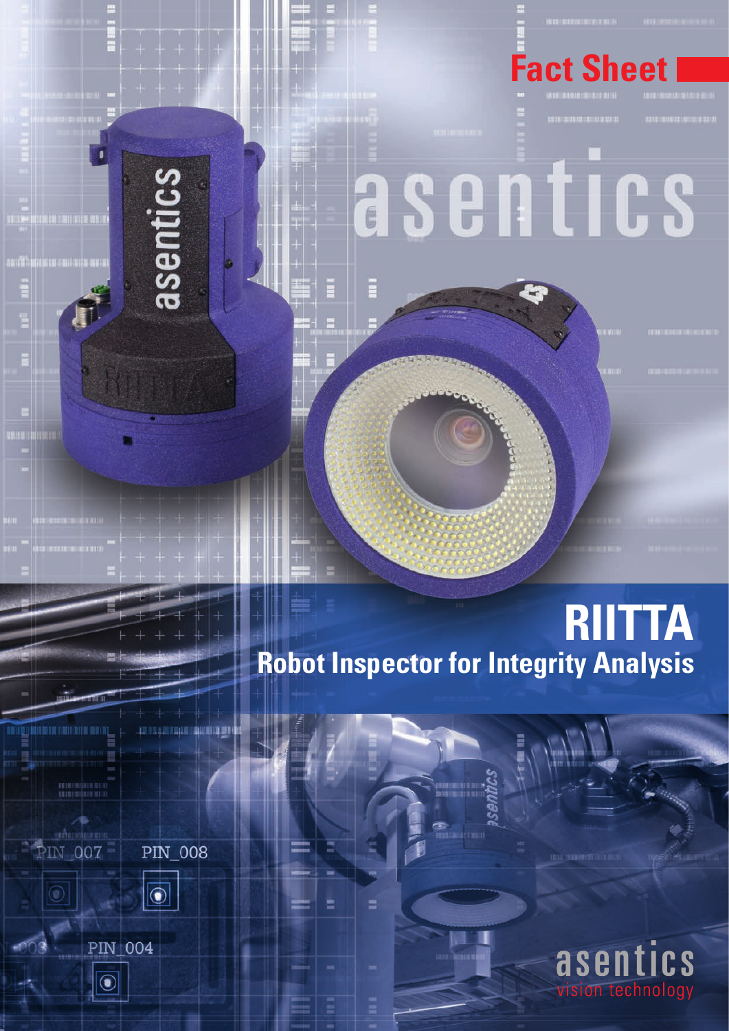# Fact Sheet

asentics

# RIITTA

## Robot Inspector for Integrity Analysis

asentics
vision technology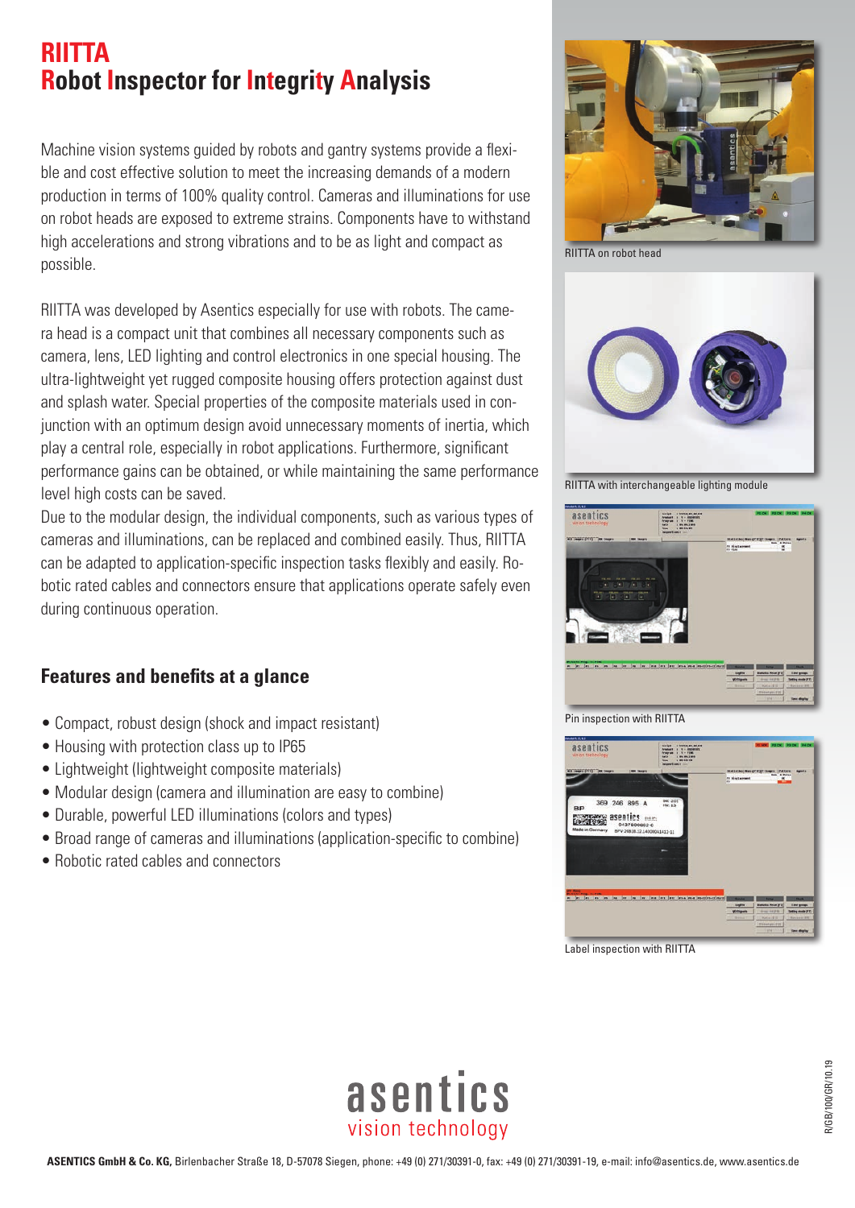# RIITTA
# Robot Inspector for Integrity Analysis

Machine vision systems guided by robots and gantry systems provide a flexible and cost effective solution to meet the increasing demands of a modern production in terms of 100% quality control. Cameras and illuminations for use on robot heads are exposed to extreme strains. Components have to withstand high accelerations and strong vibrations and to be as light and compact as possible.

RIITTA was developed by Asentics especially for use with robots. The camera head is a compact unit that combines all necessary components such as camera, lens, LED lighting and control electronics in one special housing. The ultra-lightweight yet rugged composite housing offers protection against dust and splash water. Special properties of the composite materials used in conjunction with an optimum design avoid unnecessary moments of inertia, which play a central role, especially in robot applications. Furthermore, significant performance gains can be obtained, or while maintaining the same performance level high costs can be saved.
Due to the modular design, the individual components, such as various types of cameras and illuminations, can be replaced and combined easily. Thus, RIITTA can be adapted to application-specific inspection tasks flexibly and easily. Robotic rated cables and connectors ensure that applications operate safely even during continuous operation.

## Features and benefits at a glance

- Compact, robust design (shock and impact resistant)
- Housing with protection class up to IP65
- Lightweight (lightweight composite materials)
- Modular design (camera and illumination are easy to combine)
- Durable, powerful LED illuminations (colors and types)
- Broad range of cameras and illuminations (application-specific to combine)
- Robotic rated cables and connectors

RIITTA on robot head

RIITTA with interchangeable lighting module

Pin inspection with RIITTA

Label inspection with RIITTA

asentics
vision technology

**ASENTICS GmbH & Co. KG,** Birlenbacher Straße 18, D-57078 Siegen, phone: +49 (0) 271/30391-0, fax: +49 (0) 271/30391-19, e-mail: info@asentics.de, www.asentics.de

R/GB/100/GR/10.19